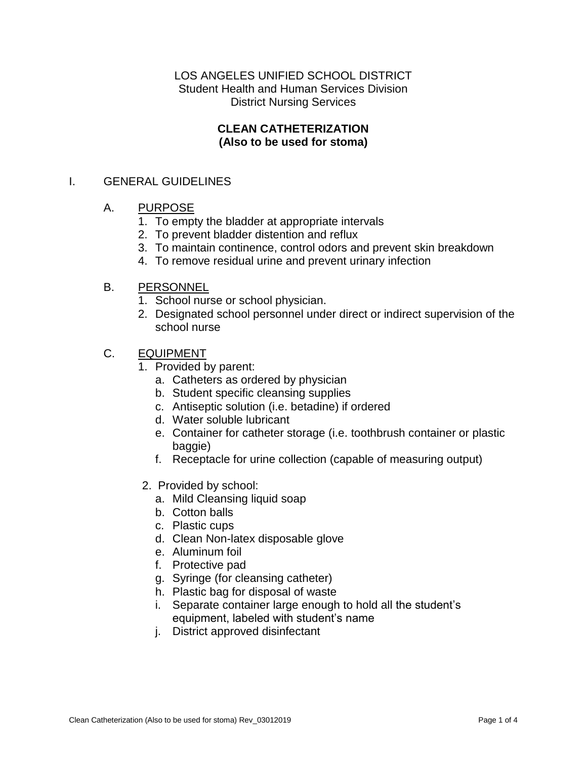LOS ANGELES UNIFIED SCHOOL DISTRICT
Student Health and Human Services Division
District Nursing Services

# CLEAN CATHETERIZATION
## (Also to be used for stoma)

## I. GENERAL GUIDELINES

### A. PURPOSE

1. To empty the bladder at appropriate intervals
2. To prevent bladder distention and reflux
3. To maintain continence, control odors and prevent skin breakdown
4. To remove residual urine and prevent urinary infection

### B. PERSONNEL

1. School nurse or school physician.
2. Designated school personnel under direct or indirect supervision of the school nurse

### C. EQUIPMENT

1. Provided by parent:
   a. Catheters as ordered by physician
   b. Student specific cleansing supplies
   c. Antiseptic solution (i.e. betadine) if ordered
   d. Water soluble lubricant
   e. Container for catheter storage (i.e. toothbrush container or plastic baggie)
   f. Receptacle for urine collection (capable of measuring output)

2. Provided by school:
   a. Mild Cleansing liquid soap
   b. Cotton balls
   c. Plastic cups
   d. Clean Non-latex disposable glove
   e. Aluminum foil
   f. Protective pad
   g. Syringe (for cleansing catheter)
   h. Plastic bag for disposal of waste
   i. Separate container large enough to hold all the student's equipment, labeled with student's name
   j. District approved disinfectant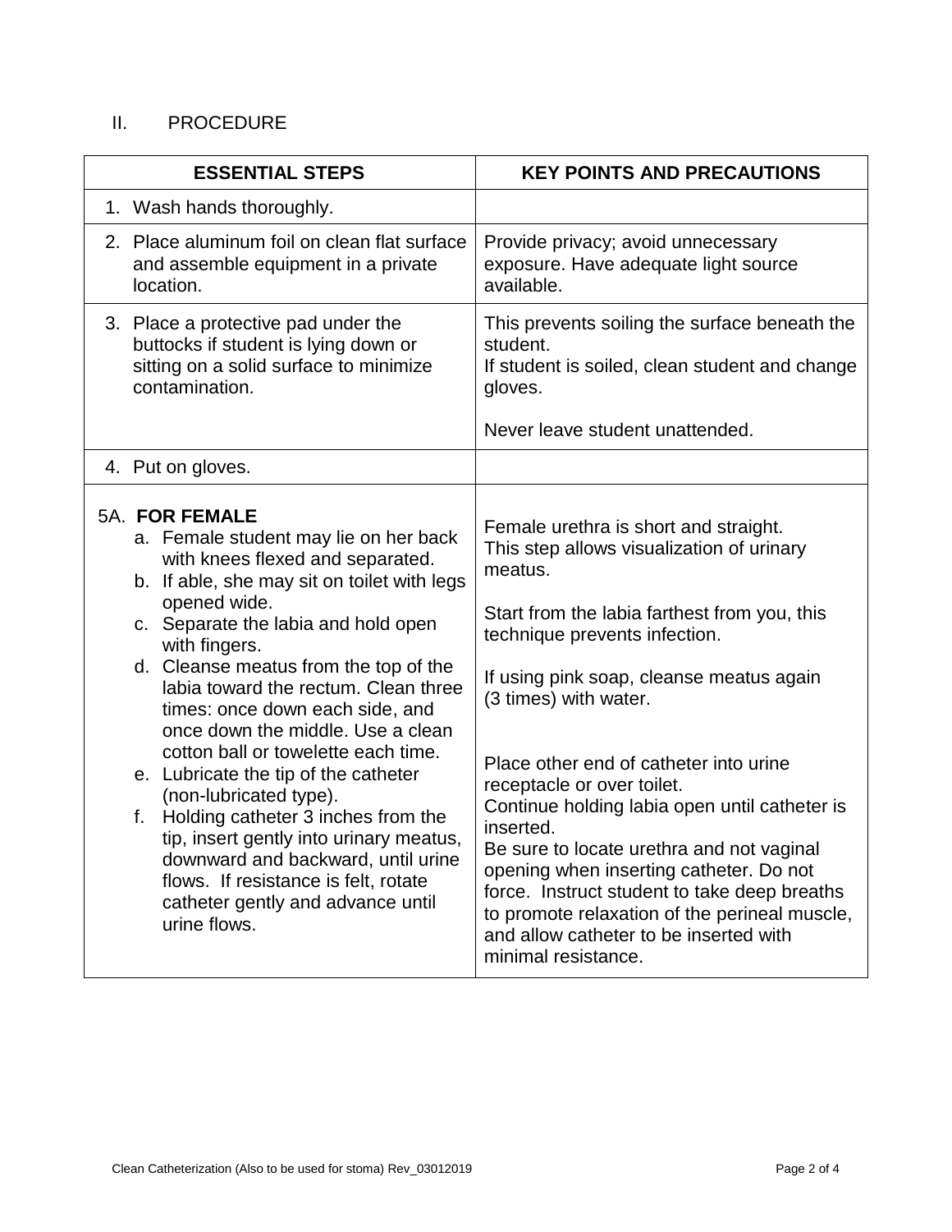## II. PROCEDURE

| ESSENTIAL STEPS | KEY POINTS AND PRECAUTIONS |
|---|---|
| 1. Wash hands thoroughly. | |
| 2. Place aluminum foil on clean flat surface and assemble equipment in a private location. | Provide privacy; avoid unnecessary exposure. Have adequate light source available. |
| 3. Place a protective pad under the buttocks if student is lying down or sitting on a solid surface to minimize contamination. | This prevents soiling the surface beneath the student.<br>If student is soiled, clean student and change gloves.<br><br>Never leave student unattended. |
| 4. Put on gloves. | |
| 5A. **FOR FEMALE**<br>a. Female student may lie on her back with knees flexed and separated.<br>b. If able, she may sit on toilet with legs opened wide.<br>c. Separate the labia and hold open with fingers.<br>d. Cleanse meatus from the top of the labia toward the rectum. Clean three times: once down each side, and once down the middle. Use a clean cotton ball or towelette each time.<br>e. Lubricate the tip of the catheter (non-lubricated type).<br>f. Holding catheter 3 inches from the tip, insert gently into urinary meatus, downward and backward, until urine flows. If resistance is felt, rotate catheter gently and advance until urine flows. | Female urethra is short and straight.<br>This step allows visualization of urinary meatus.<br><br>Start from the labia farthest from you, this technique prevents infection.<br><br>If using pink soap, cleanse meatus again (3 times) with water.<br><br>Place other end of catheter into urine receptacle or over toilet.<br>Continue holding labia open until catheter is inserted.<br>Be sure to locate urethra and not vaginal opening when inserting catheter. Do not force. Instruct student to take deep breaths to promote relaxation of the perineal muscle, and allow catheter to be inserted with minimal resistance. |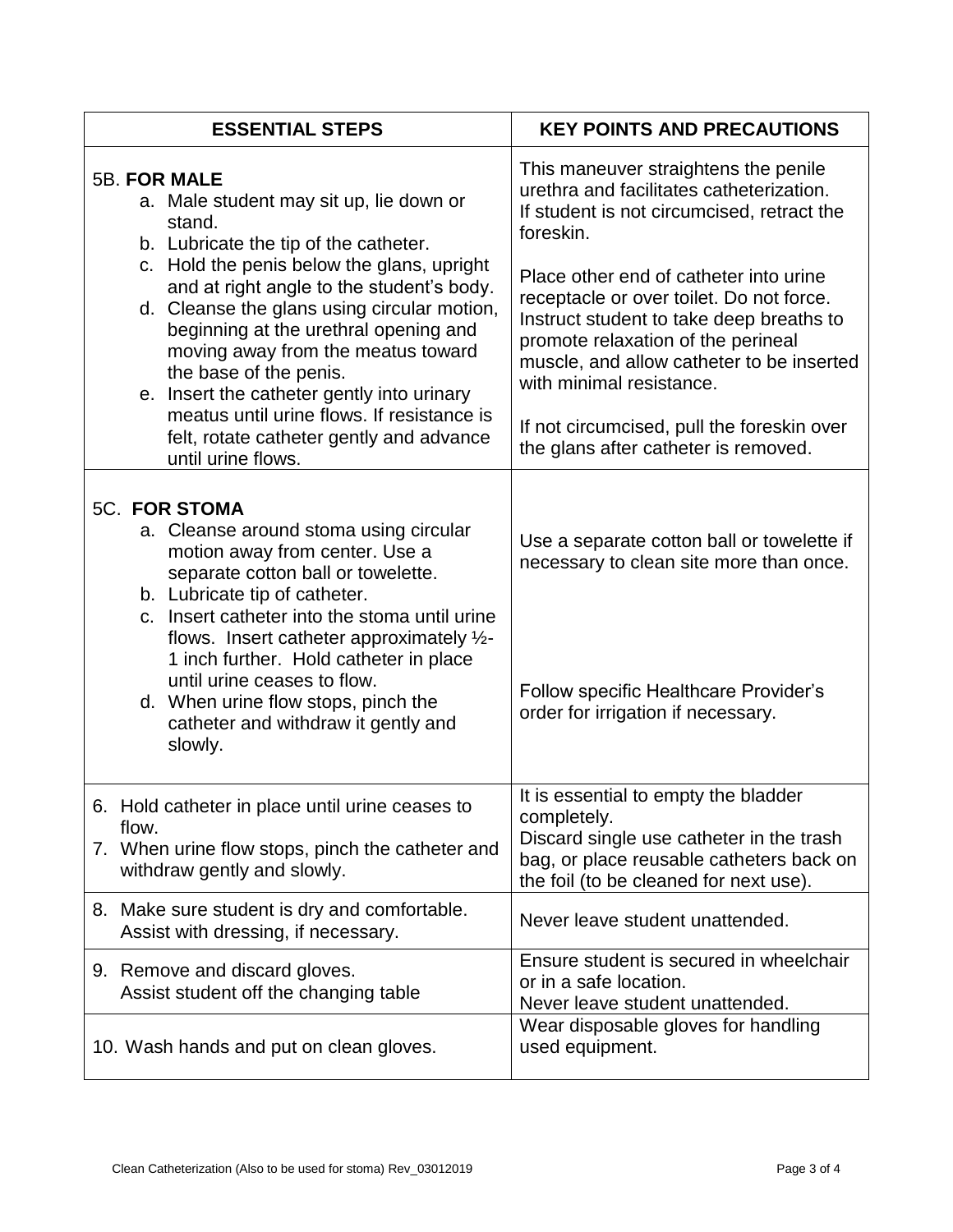| ESSENTIAL STEPS | KEY POINTS AND PRECAUTIONS |
|---|---|
| 5B. **FOR MALE**<br>a. Male student may sit up, lie down or stand.<br>b. Lubricate the tip of the catheter.<br>c. Hold the penis below the glans, upright and at right angle to the student's body.<br>d. Cleanse the glans using circular motion, beginning at the urethral opening and moving away from the meatus toward the base of the penis.<br>e. Insert the catheter gently into urinary meatus until urine flows. If resistance is felt, rotate catheter gently and advance until urine flows. | This maneuver straightens the penile urethra and facilitates catheterization. If student is not circumcised, retract the foreskin.<br><br>Place other end of catheter into urine receptacle or over toilet. Do not force. Instruct student to take deep breaths to promote relaxation of the perineal muscle, and allow catheter to be inserted with minimal resistance.<br><br>If not circumcised, pull the foreskin over the glans after catheter is removed. |
| 5C. **FOR STOMA**<br>a. Cleanse around stoma using circular motion away from center. Use a separate cotton ball or towelette.<br>b. Lubricate tip of catheter.<br>c. Insert catheter into the stoma until urine flows. Insert catheter approximately ½-1 inch further. Hold catheter in place until urine ceases to flow.<br>d. When urine flow stops, pinch the catheter and withdraw it gently and slowly. | Use a separate cotton ball or towelette if necessary to clean site more than once.<br><br>Follow specific Healthcare Provider's order for irrigation if necessary. |
| 6. Hold catheter in place until urine ceases to flow.<br>7. When urine flow stops, pinch the catheter and withdraw gently and slowly. | It is essential to empty the bladder completely.<br>Discard single use catheter in the trash bag, or place reusable catheters back on the foil (to be cleaned for next use). |
| 8. Make sure student is dry and comfortable. Assist with dressing, if necessary. | Never leave student unattended. |
| 9. Remove and discard gloves.<br>Assist student off the changing table | Ensure student is secured in wheelchair or in a safe location.<br>Never leave student unattended. |
| 10. Wash hands and put on clean gloves. | Wear disposable gloves for handling used equipment. |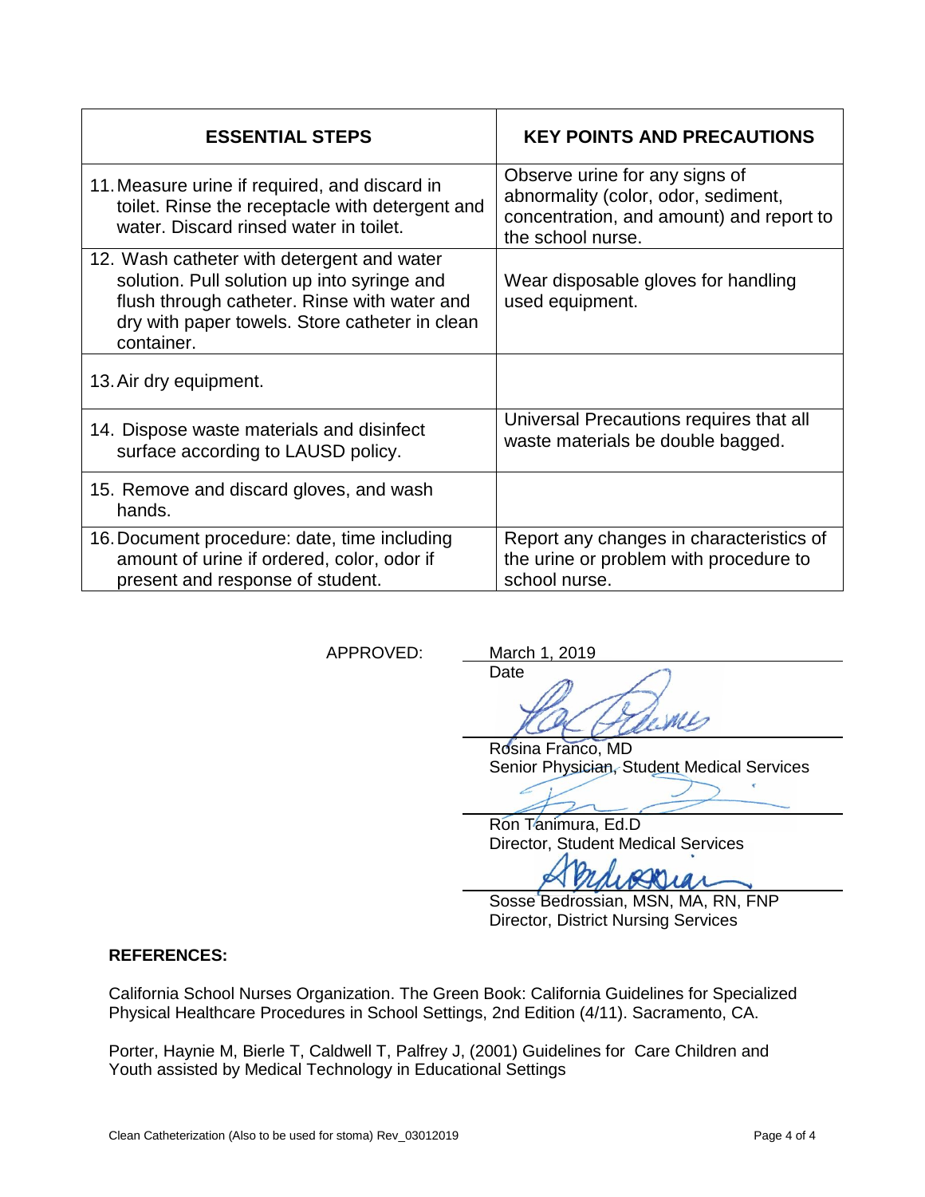| ESSENTIAL STEPS | KEY POINTS AND PRECAUTIONS |
|---|---|
| 11. Measure urine if required, and discard in toilet. Rinse the receptacle with detergent and water. Discard rinsed water in toilet. | Observe urine for any signs of abnormality (color, odor, sediment, concentration, and amount) and report to the school nurse. |
| 12. Wash catheter with detergent and water solution. Pull solution up into syringe and flush through catheter. Rinse with water and dry with paper towels. Store catheter in clean container. | Wear disposable gloves for handling used equipment. |
| 13. Air dry equipment. | |
| 14. Dispose waste materials and disinfect surface according to LAUSD policy. | Universal Precautions requires that all waste materials be double bagged. |
| 15. Remove and discard gloves, and wash hands. | |
| 16. Document procedure: date, time including amount of urine if ordered, color, odor if present and response of student. | Report any changes in characteristics of the urine or problem with procedure to school nurse. |

APPROVED: March 1, 2019
Date

Rosina Franco, MD
Senior Physician, Student Medical Services

Ron Tanimura, Ed.D
Director, Student Medical Services

Sosse Bedrossian, MSN, MA, RN, FNP
Director, District Nursing Services

**REFERENCES:**

California School Nurses Organization. The Green Book: California Guidelines for Specialized Physical Healthcare Procedures in School Settings, 2nd Edition (4/11). Sacramento, CA.

Porter, Haynie M, Bierle T, Caldwell T, Palfrey J, (2001) Guidelines for Care Children and Youth assisted by Medical Technology in Educational Settings